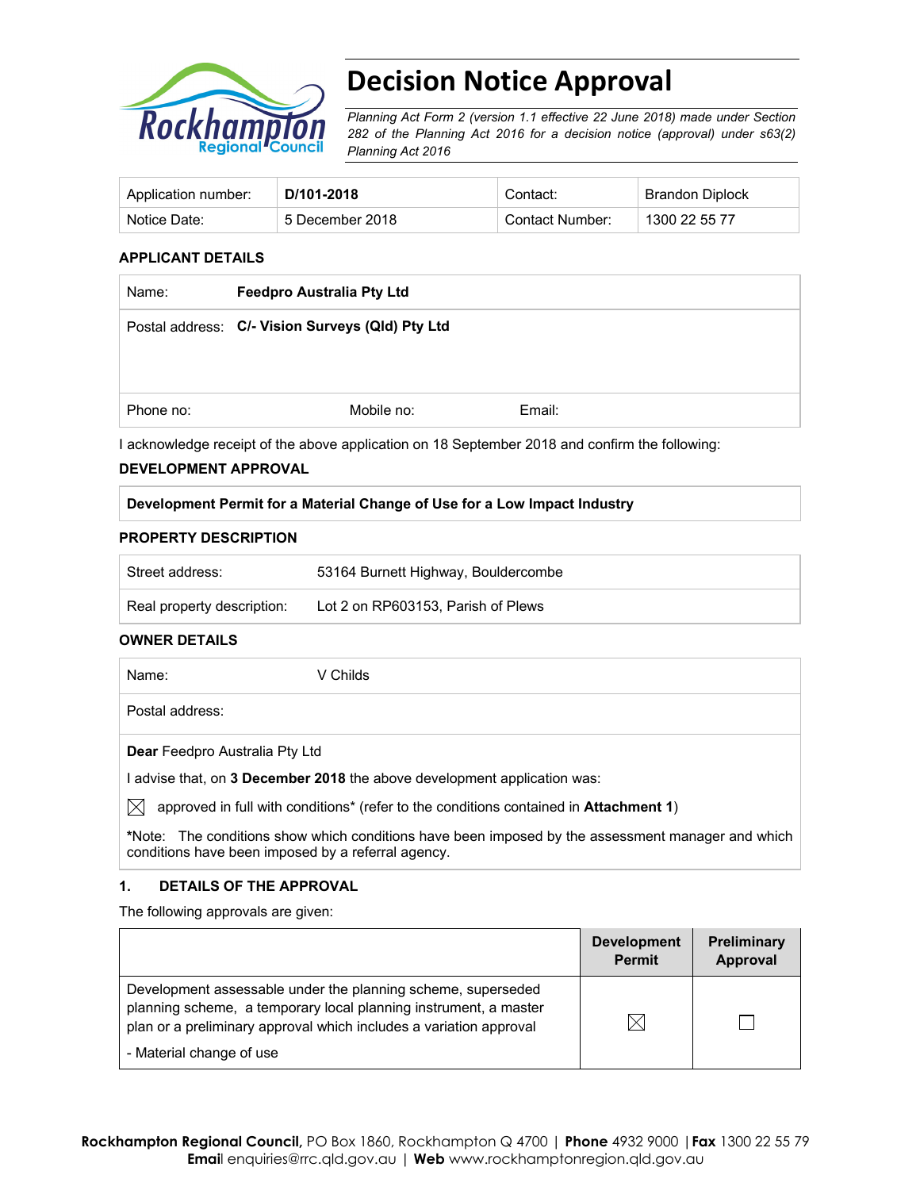# Decision Notice Approval

*Planning Act Form 2 (version 1.1 effective 22 June 2018) made under Section 282 of the Planning Act 2016 for a decision notice (approval) under s63(2) Planning Act 2016*

| Application number: | **D/101-2018** | Contact: | Brandon Diplock |
|---|---|---|---|
| Notice Date: | 5 December 2018 | Contact Number: | 1300 22 55 77 |

**APPLICANT DETAILS**

| Name: | **Feedpro Australia Pty Ltd** | |
|---|---|---|
| Postal address: | **C/- Vision Surveys (Qld) Pty Ltd** | |
| Phone no: | Mobile no: | Email: |

I acknowledge receipt of the above application on 18 September 2018 and confirm the following:

**DEVELOPMENT APPROVAL**

| **Development Permit for a Material Change of Use for a Low Impact Industry** |
|---|

**PROPERTY DESCRIPTION**

| Street address: | 53164 Burnett Highway, Bouldercombe |
|---|---|
| Real property description: | Lot 2 on RP603153, Parish of Plews |

**OWNER DETAILS**

| Name: | V Childs |
|---|---|
| Postal address: | |

**Dear** Feedpro Australia Pty Ltd

I advise that, on **3 December 2018** the above development application was:

☒ approved in full with conditions* (refer to the conditions contained in **Attachment 1**)

***Note:** The conditions show which conditions have been imposed by the assessment manager and which conditions have been imposed by a referral agency.

## 1. DETAILS OF THE APPROVAL

The following approvals are given:

| | **Development Permit** | **Preliminary Approval** |
|---|---|---|
| Development assessable under the planning scheme, superseded planning scheme, a temporary local planning instrument, a master plan or a preliminary approval which includes a variation approval<br>- Material change of use | ☒ | ☐ |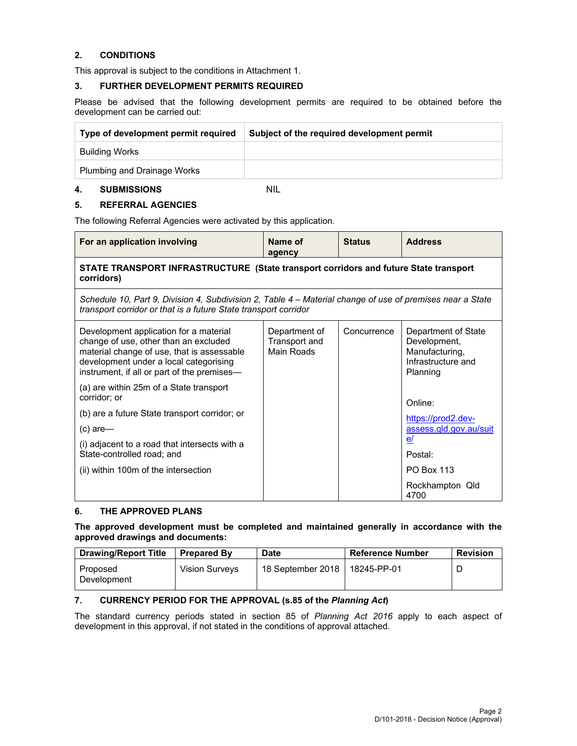## 2. CONDITIONS

This approval is subject to the conditions in Attachment 1.

## 3. FURTHER DEVELOPMENT PERMITS REQUIRED

Please be advised that the following development permits are required to be obtained before the development can be carried out:

| Type of development permit required | Subject of the required development permit |
|---|---|
| Building Works | |
| Plumbing and Drainage Works | |

## 4. SUBMISSIONS NIL

## 5. REFERRAL AGENCIES

The following Referral Agencies were activated by this application.

| For an application involving | Name of agency | Status | Address |
|---|---|---|---|
| **STATE TRANSPORT INFRASTRUCTURE (State transport corridors and future State transport corridors)** | | | |
| *Schedule 10, Part 9, Division 4, Subdivision 2, Table 4 – Material change of use of premises near a State transport corridor or that is a future State transport corridor* | | | |
| Development application for a material change of use, other than an excluded material change of use, that is assessable development under a local categorising instrument, if all or part of the premises—<br>(a) are within 25m of a State transport corridor; or<br>(b) are a future State transport corridor; or<br>(c) are—<br>(i) adjacent to a road that intersects with a State-controlled road; and<br>(ii) within 100m of the intersection | Department of Transport and Main Roads | Concurrence | Department of State Development, Manufacturing, Infrastructure and Planning<br>Online:<br>https://prod2.dev-assess.qld.gov.au/suite/<br>Postal:<br>PO Box 113<br>Rockhampton Qld 4700 |

## 6. THE APPROVED PLANS

**The approved development must be completed and maintained generally in accordance with the approved drawings and documents:**

| Drawing/Report Title | Prepared By | Date | Reference Number | Revision |
|---|---|---|---|---|
| Proposed Development | Vision Surveys | 18 September 2018 | 18245-PP-01 | D |

## 7. CURRENCY PERIOD FOR THE APPROVAL (s.85 of the *Planning Act*)

The standard currency periods stated in section 85 of *Planning Act 2016* apply to each aspect of development in this approval, if not stated in the conditions of approval attached.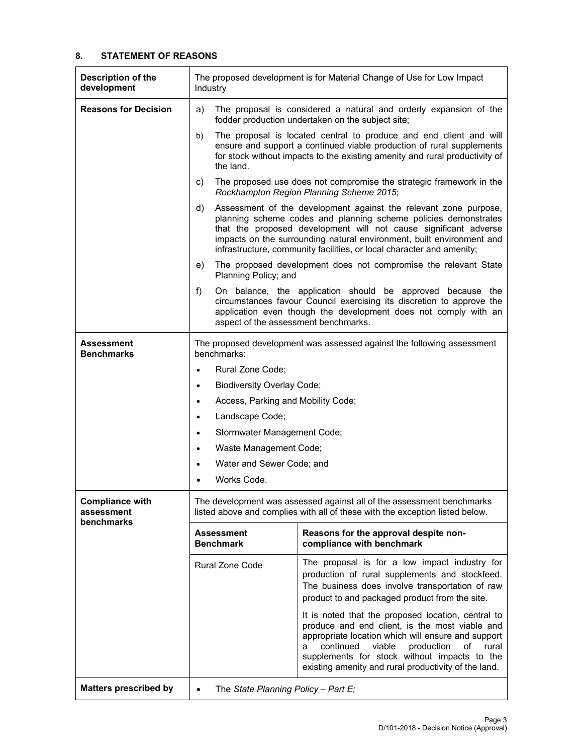## 8. STATEMENT OF REASONS

| | | |
|---|---|---|
| **Description of the development** | The proposed development is for Material Change of Use for Low Impact Industry | |
| **Reasons for Decision** | a) The proposal is considered a natural and orderly expansion of the fodder production undertaken on the subject site;<br>b) The proposal is located central to produce and end client and will ensure and support a continued viable production of rural supplements for stock without impacts to the existing amenity and rural productivity of the land.<br>c) The proposed use does not compromise the strategic framework in the *Rockhampton Region Planning Scheme 2015*;<br>d) Assessment of the development against the relevant zone purpose, planning scheme codes and planning scheme policies demonstrates that the proposed development will not cause significant adverse impacts on the surrounding natural environment, built environment and infrastructure, community facilities, or local character and amenity;<br>e) The proposed development does not compromise the relevant State Planning Policy; and<br>f) On balance, the application should be approved because the circumstances favour Council exercising its discretion to approve the application even though the development does not comply with an aspect of the assessment benchmarks. | |
| **Assessment Benchmarks** | The proposed development was assessed against the following assessment benchmarks:<br>• Rural Zone Code;<br>• Biodiversity Overlay Code;<br>• Access, Parking and Mobility Code;<br>• Landscape Code;<br>• Stormwater Management Code;<br>• Waste Management Code;<br>• Water and Sewer Code; and<br>• Works Code. | |
| **Compliance with assessment benchmarks** | The development was assessed against all of the assessment benchmarks listed above and complies with all of these with the exception listed below. | |
| | **Assessment Benchmark** | **Reasons for the approval despite non-compliance with benchmark** |
| | Rural Zone Code | The proposal is for a low impact industry for production of rural supplements and stockfeed. The business does involve transportation of raw product to and packaged product from the site.<br><br>It is noted that the proposed location, central to produce and end client, is the most viable and appropriate location which will ensure and support a continued viable production of rural supplements for stock without impacts to the existing amenity and rural productivity of the land. |
| **Matters prescribed by** | • The *State Planning Policy – Part E;* | |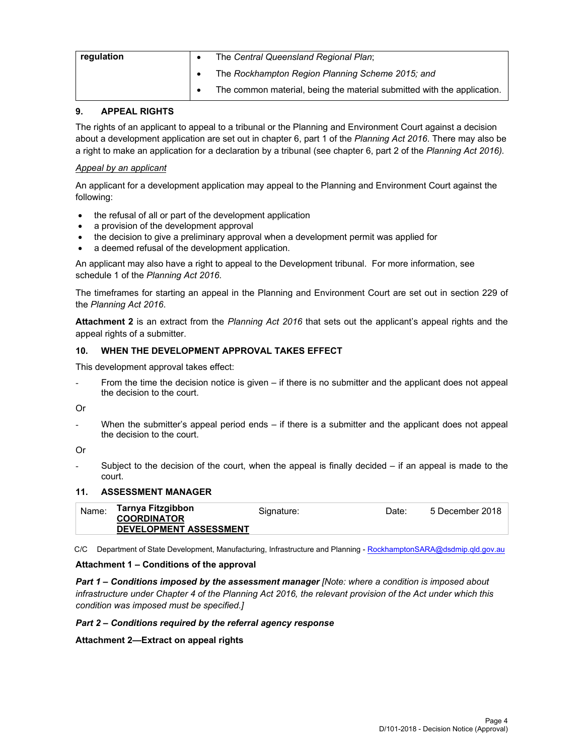| regulation | • The *Central Queensland Regional Plan*;<br>• The *Rockhampton Region Planning Scheme 2015; and*<br>• The common material, being the material submitted with the application. |
| --- | --- |

## 9. APPEAL RIGHTS

The rights of an applicant to appeal to a tribunal or the Planning and Environment Court against a decision about a development application are set out in chapter 6, part 1 of the *Planning Act 2016*. There may also be a right to make an application for a declaration by a tribunal (see chapter 6, part 2 of the *Planning Act 2016).*

*Appeal by an applicant*

An applicant for a development application may appeal to the Planning and Environment Court against the following:

- the refusal of all or part of the development application
- a provision of the development approval
- the decision to give a preliminary approval when a development permit was applied for
- a deemed refusal of the development application.

An applicant may also have a right to appeal to the Development tribunal. For more information, see schedule 1 of the *Planning Act 2016*.

The timeframes for starting an appeal in the Planning and Environment Court are set out in section 229 of the *Planning Act 2016*.

**Attachment 2** is an extract from the *Planning Act 2016* that sets out the applicant's appeal rights and the appeal rights of a submitter.

## 10. WHEN THE DEVELOPMENT APPROVAL TAKES EFFECT

This development approval takes effect:

- From the time the decision notice is given – if there is no submitter and the applicant does not appeal the decision to the court.

Or

- When the submitter's appeal period ends – if there is a submitter and the applicant does not appeal the decision to the court.

Or

- Subject to the decision of the court, when the appeal is finally decided – if an appeal is made to the court.

## 11. ASSESSMENT MANAGER

| Name: | **Tarnya Fitzgibbon**<br>**COORDINATOR**<br>**DEVELOPMENT ASSESSMENT** | Signature: | | Date: | 5 December 2018 |
| --- | --- | --- | --- | --- | --- |

C/C Department of State Development, Manufacturing, Infrastructure and Planning - RockhamptonSARA@dsdmip.qld.gov.au

**Attachment 1 – Conditions of the approval**

***Part 1 – Conditions imposed by the assessment manager*** *[Note: where a condition is imposed about infrastructure under Chapter 4 of the Planning Act 2016, the relevant provision of the Act under which this condition was imposed must be specified.]*

***Part 2 – Conditions required by the referral agency response***

**Attachment 2—Extract on appeal rights**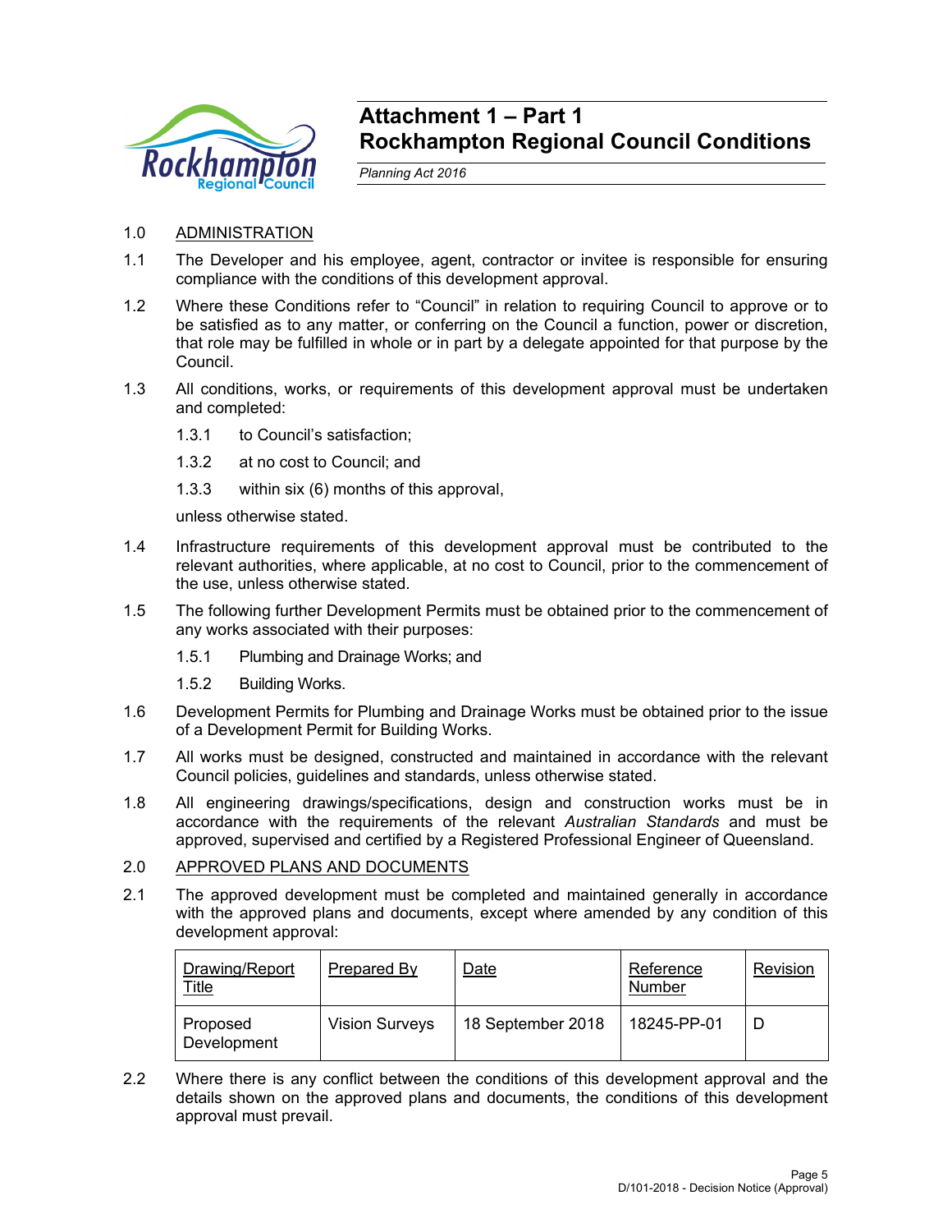# Attachment 1 – Part 1
# Rockhampton Regional Council Conditions

*Planning Act 2016*

1.0 ADMINISTRATION

1.1 The Developer and his employee, agent, contractor or invitee is responsible for ensuring compliance with the conditions of this development approval.

1.2 Where these Conditions refer to "Council" in relation to requiring Council to approve or to be satisfied as to any matter, or conferring on the Council a function, power or discretion, that role may be fulfilled in whole or in part by a delegate appointed for that purpose by the Council.

1.3 All conditions, works, or requirements of this development approval must be undertaken and completed:

1.3.1 to Council's satisfaction;

1.3.2 at no cost to Council; and

1.3.3 within six (6) months of this approval,

unless otherwise stated.

1.4 Infrastructure requirements of this development approval must be contributed to the relevant authorities, where applicable, at no cost to Council, prior to the commencement of the use, unless otherwise stated.

1.5 The following further Development Permits must be obtained prior to the commencement of any works associated with their purposes:

1.5.1 Plumbing and Drainage Works; and

1.5.2 Building Works.

1.6 Development Permits for Plumbing and Drainage Works must be obtained prior to the issue of a Development Permit for Building Works.

1.7 All works must be designed, constructed and maintained in accordance with the relevant Council policies, guidelines and standards, unless otherwise stated.

1.8 All engineering drawings/specifications, design and construction works must be in accordance with the requirements of the relevant *Australian Standards* and must be approved, supervised and certified by a Registered Professional Engineer of Queensland.

2.0 APPROVED PLANS AND DOCUMENTS

2.1 The approved development must be completed and maintained generally in accordance with the approved plans and documents, except where amended by any condition of this development approval:

| Drawing/Report Title | Prepared By | Date | Reference Number | Revision |
|---|---|---|---|---|
| Proposed Development | Vision Surveys | 18 September 2018 | 18245-PP-01 | D |

2.2 Where there is any conflict between the conditions of this development approval and the details shown on the approved plans and documents, the conditions of this development approval must prevail.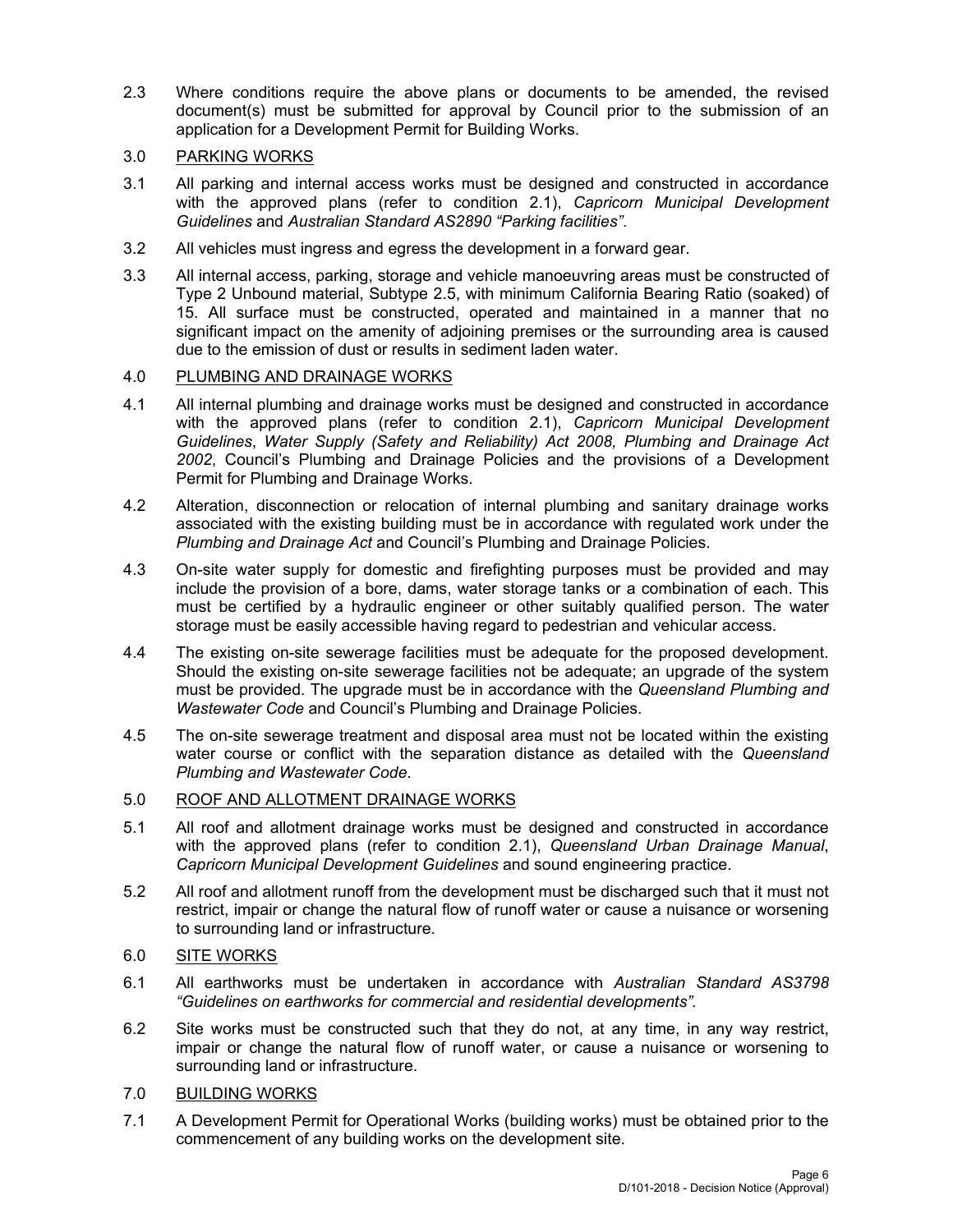2.3 Where conditions require the above plans or documents to be amended, the revised document(s) must be submitted for approval by Council prior to the submission of an application for a Development Permit for Building Works.

3.0 PARKING WORKS

3.1 All parking and internal access works must be designed and constructed in accordance with the approved plans (refer to condition 2.1), *Capricorn Municipal Development Guidelines* and *Australian Standard AS2890 "Parking facilities"*.

3.2 All vehicles must ingress and egress the development in a forward gear.

3.3 All internal access, parking, storage and vehicle manoeuvring areas must be constructed of Type 2 Unbound material, Subtype 2.5, with minimum California Bearing Ratio (soaked) of 15. All surface must be constructed, operated and maintained in a manner that no significant impact on the amenity of adjoining premises or the surrounding area is caused due to the emission of dust or results in sediment laden water.

4.0 PLUMBING AND DRAINAGE WORKS

4.1 All internal plumbing and drainage works must be designed and constructed in accordance with the approved plans (refer to condition 2.1), *Capricorn Municipal Development Guidelines*, *Water Supply (Safety and Reliability) Act 2008, Plumbing and Drainage Act 2002*, Council's Plumbing and Drainage Policies and the provisions of a Development Permit for Plumbing and Drainage Works.

4.2 Alteration, disconnection or relocation of internal plumbing and sanitary drainage works associated with the existing building must be in accordance with regulated work under the *Plumbing and Drainage Act* and Council's Plumbing and Drainage Policies.

4.3 On-site water supply for domestic and firefighting purposes must be provided and may include the provision of a bore, dams, water storage tanks or a combination of each. This must be certified by a hydraulic engineer or other suitably qualified person. The water storage must be easily accessible having regard to pedestrian and vehicular access.

4.4 The existing on-site sewerage facilities must be adequate for the proposed development. Should the existing on-site sewerage facilities not be adequate; an upgrade of the system must be provided. The upgrade must be in accordance with the *Queensland Plumbing and Wastewater Code* and Council's Plumbing and Drainage Policies.

4.5 The on-site sewerage treatment and disposal area must not be located within the existing water course or conflict with the separation distance as detailed with the *Queensland Plumbing and Wastewater Code*.

5.0 ROOF AND ALLOTMENT DRAINAGE WORKS

5.1 All roof and allotment drainage works must be designed and constructed in accordance with the approved plans (refer to condition 2.1), *Queensland Urban Drainage Manual*, *Capricorn Municipal Development Guidelines* and sound engineering practice.

5.2 All roof and allotment runoff from the development must be discharged such that it must not restrict, impair or change the natural flow of runoff water or cause a nuisance or worsening to surrounding land or infrastructure.

6.0 SITE WORKS

6.1 All earthworks must be undertaken in accordance with *Australian Standard AS3798 "Guidelines on earthworks for commercial and residential developments".*

6.2 Site works must be constructed such that they do not, at any time, in any way restrict, impair or change the natural flow of runoff water, or cause a nuisance or worsening to surrounding land or infrastructure.

7.0 BUILDING WORKS

7.1 A Development Permit for Operational Works (building works) must be obtained prior to the commencement of any building works on the development site.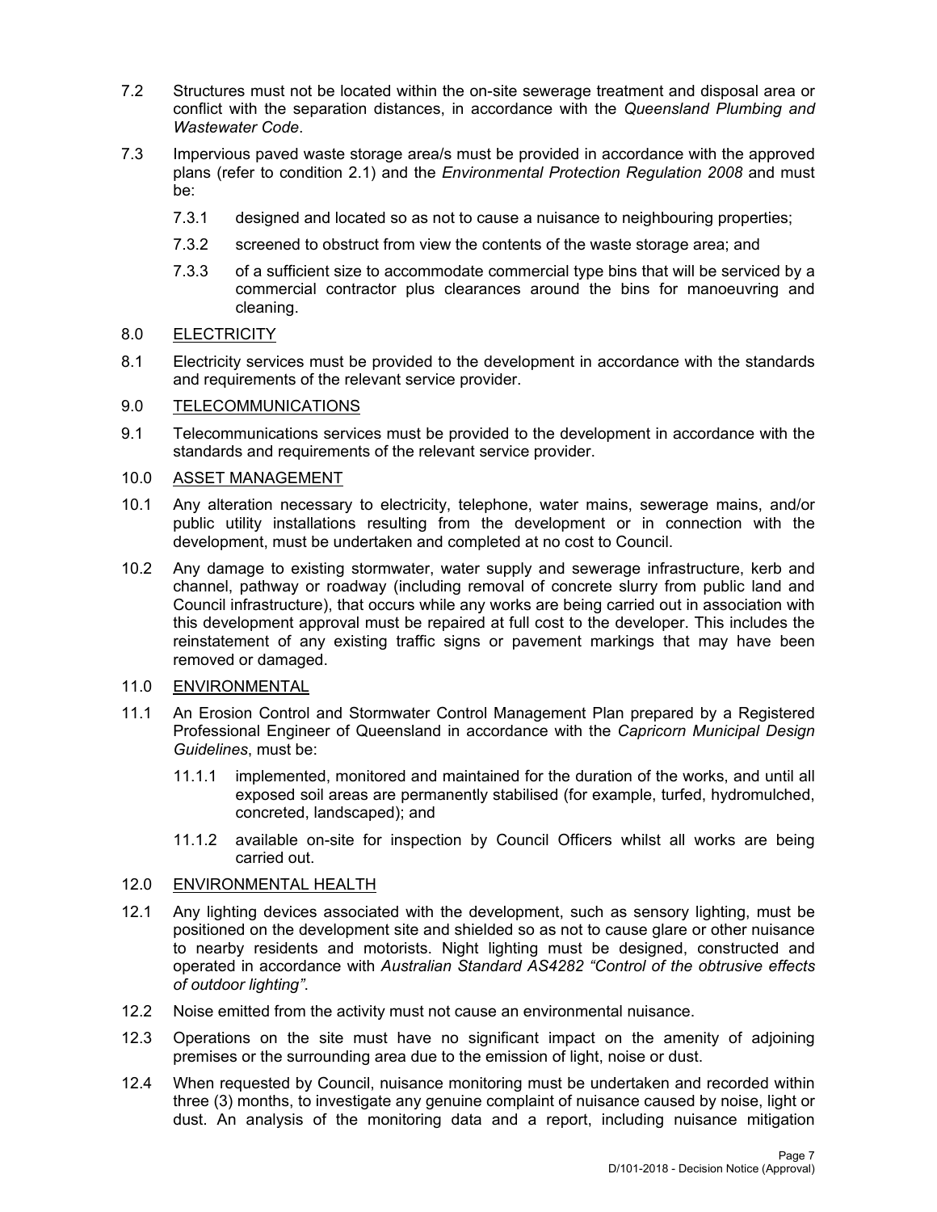7.2 Structures must not be located within the on-site sewerage treatment and disposal area or conflict with the separation distances, in accordance with the *Queensland Plumbing and Wastewater Code*.

7.3 Impervious paved waste storage area/s must be provided in accordance with the approved plans (refer to condition 2.1) and the *Environmental Protection Regulation 2008* and must be:

7.3.1 designed and located so as not to cause a nuisance to neighbouring properties;

7.3.2 screened to obstruct from view the contents of the waste storage area; and

7.3.3 of a sufficient size to accommodate commercial type bins that will be serviced by a commercial contractor plus clearances around the bins for manoeuvring and cleaning.

8.0 ELECTRICITY

8.1 Electricity services must be provided to the development in accordance with the standards and requirements of the relevant service provider.

9.0 TELECOMMUNICATIONS

9.1 Telecommunications services must be provided to the development in accordance with the standards and requirements of the relevant service provider.

10.0 ASSET MANAGEMENT

10.1 Any alteration necessary to electricity, telephone, water mains, sewerage mains, and/or public utility installations resulting from the development or in connection with the development, must be undertaken and completed at no cost to Council.

10.2 Any damage to existing stormwater, water supply and sewerage infrastructure, kerb and channel, pathway or roadway (including removal of concrete slurry from public land and Council infrastructure), that occurs while any works are being carried out in association with this development approval must be repaired at full cost to the developer. This includes the reinstatement of any existing traffic signs or pavement markings that may have been removed or damaged.

11.0 ENVIRONMENTAL

11.1 An Erosion Control and Stormwater Control Management Plan prepared by a Registered Professional Engineer of Queensland in accordance with the *Capricorn Municipal Design Guidelines*, must be:

11.1.1 implemented, monitored and maintained for the duration of the works, and until all exposed soil areas are permanently stabilised (for example, turfed, hydromulched, concreted, landscaped); and

11.1.2 available on-site for inspection by Council Officers whilst all works are being carried out.

12.0 ENVIRONMENTAL HEALTH

12.1 Any lighting devices associated with the development, such as sensory lighting, must be positioned on the development site and shielded so as not to cause glare or other nuisance to nearby residents and motorists. Night lighting must be designed, constructed and operated in accordance with *Australian Standard AS4282 "Control of the obtrusive effects of outdoor lighting"*.

12.2 Noise emitted from the activity must not cause an environmental nuisance.

12.3 Operations on the site must have no significant impact on the amenity of adjoining premises or the surrounding area due to the emission of light, noise or dust.

12.4 When requested by Council, nuisance monitoring must be undertaken and recorded within three (3) months, to investigate any genuine complaint of nuisance caused by noise, light or dust. An analysis of the monitoring data and a report, including nuisance mitigation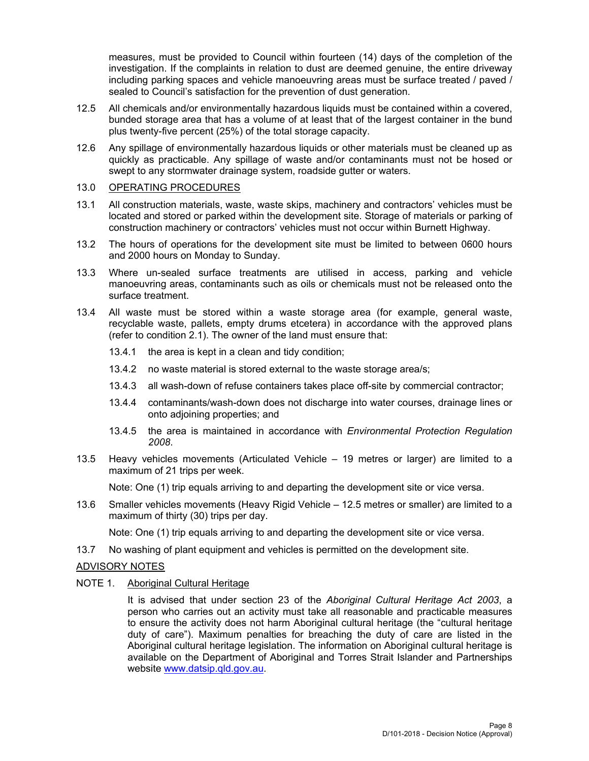measures, must be provided to Council within fourteen (14) days of the completion of the investigation. If the complaints in relation to dust are deemed genuine, the entire driveway including parking spaces and vehicle manoeuvring areas must be surface treated / paved / sealed to Council's satisfaction for the prevention of dust generation.

12.5 All chemicals and/or environmentally hazardous liquids must be contained within a covered, bunded storage area that has a volume of at least that of the largest container in the bund plus twenty-five percent (25%) of the total storage capacity.

12.6 Any spillage of environmentally hazardous liquids or other materials must be cleaned up as quickly as practicable. Any spillage of waste and/or contaminants must not be hosed or swept to any stormwater drainage system, roadside gutter or waters.

13.0 <u>OPERATING PROCEDURES</u>

13.1 All construction materials, waste, waste skips, machinery and contractors' vehicles must be located and stored or parked within the development site. Storage of materials or parking of construction machinery or contractors' vehicles must not occur within Burnett Highway.

13.2 The hours of operations for the development site must be limited to between 0600 hours and 2000 hours on Monday to Sunday.

13.3 Where un-sealed surface treatments are utilised in access, parking and vehicle manoeuvring areas, contaminants such as oils or chemicals must not be released onto the surface treatment.

13.4 All waste must be stored within a waste storage area (for example, general waste, recyclable waste, pallets, empty drums etcetera) in accordance with the approved plans (refer to condition 2.1). The owner of the land must ensure that:

- 13.4.1 the area is kept in a clean and tidy condition;
- 13.4.2 no waste material is stored external to the waste storage area/s;
- 13.4.3 all wash-down of refuse containers takes place off-site by commercial contractor;
- 13.4.4 contaminants/wash-down does not discharge into water courses, drainage lines or onto adjoining properties; and
- 13.4.5 the area is maintained in accordance with *Environmental Protection Regulation 2008*.

13.5 Heavy vehicles movements (Articulated Vehicle – 19 metres or larger) are limited to a maximum of 21 trips per week.

Note: One (1) trip equals arriving to and departing the development site or vice versa.

13.6 Smaller vehicles movements (Heavy Rigid Vehicle – 12.5 metres or smaller) are limited to a maximum of thirty (30) trips per day.

Note: One (1) trip equals arriving to and departing the development site or vice versa.

13.7 No washing of plant equipment and vehicles is permitted on the development site.

<u>ADVISORY NOTES</u>

NOTE 1. <u>Aboriginal Cultural Heritage</u>

It is advised that under section 23 of the *Aboriginal Cultural Heritage Act 2003*, a person who carries out an activity must take all reasonable and practicable measures to ensure the activity does not harm Aboriginal cultural heritage (the "cultural heritage duty of care"). Maximum penalties for breaching the duty of care are listed in the Aboriginal cultural heritage legislation. The information on Aboriginal cultural heritage is available on the Department of Aboriginal and Torres Strait Islander and Partnerships website www.datsip.qld.gov.au.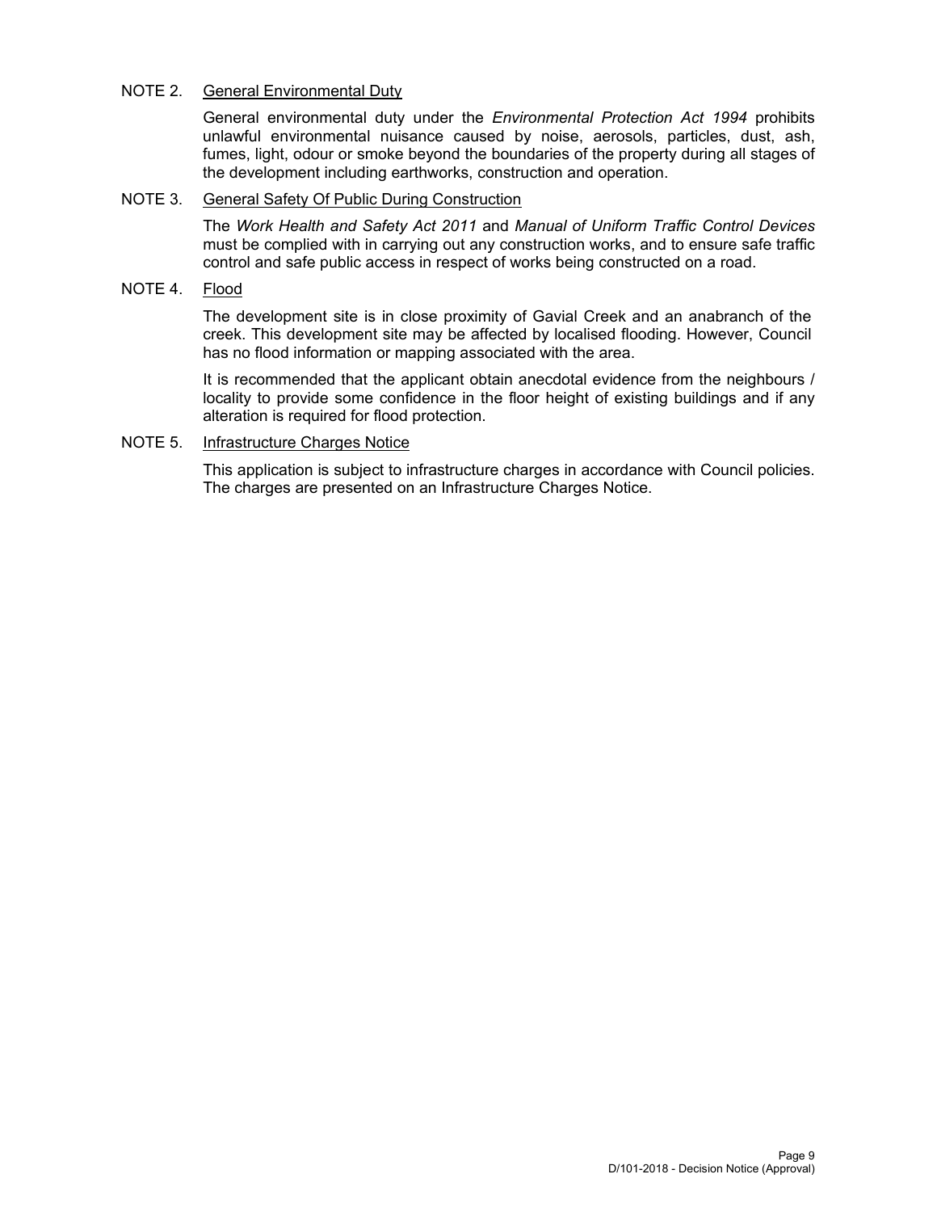NOTE 2. <u>General Environmental Duty</u>

General environmental duty under the *Environmental Protection Act 1994* prohibits unlawful environmental nuisance caused by noise, aerosols, particles, dust, ash, fumes, light, odour or smoke beyond the boundaries of the property during all stages of the development including earthworks, construction and operation.

NOTE 3. <u>General Safety Of Public During Construction</u>

The *Work Health and Safety Act 2011* and *Manual of Uniform Traffic Control Devices* must be complied with in carrying out any construction works, and to ensure safe traffic control and safe public access in respect of works being constructed on a road.

NOTE 4. <u>Flood</u>

The development site is in close proximity of Gavial Creek and an anabranch of the creek. This development site may be affected by localised flooding. However, Council has no flood information or mapping associated with the area.

It is recommended that the applicant obtain anecdotal evidence from the neighbours / locality to provide some confidence in the floor height of existing buildings and if any alteration is required for flood protection.

NOTE 5. <u>Infrastructure Charges Notice</u>

This application is subject to infrastructure charges in accordance with Council policies. The charges are presented on an Infrastructure Charges Notice.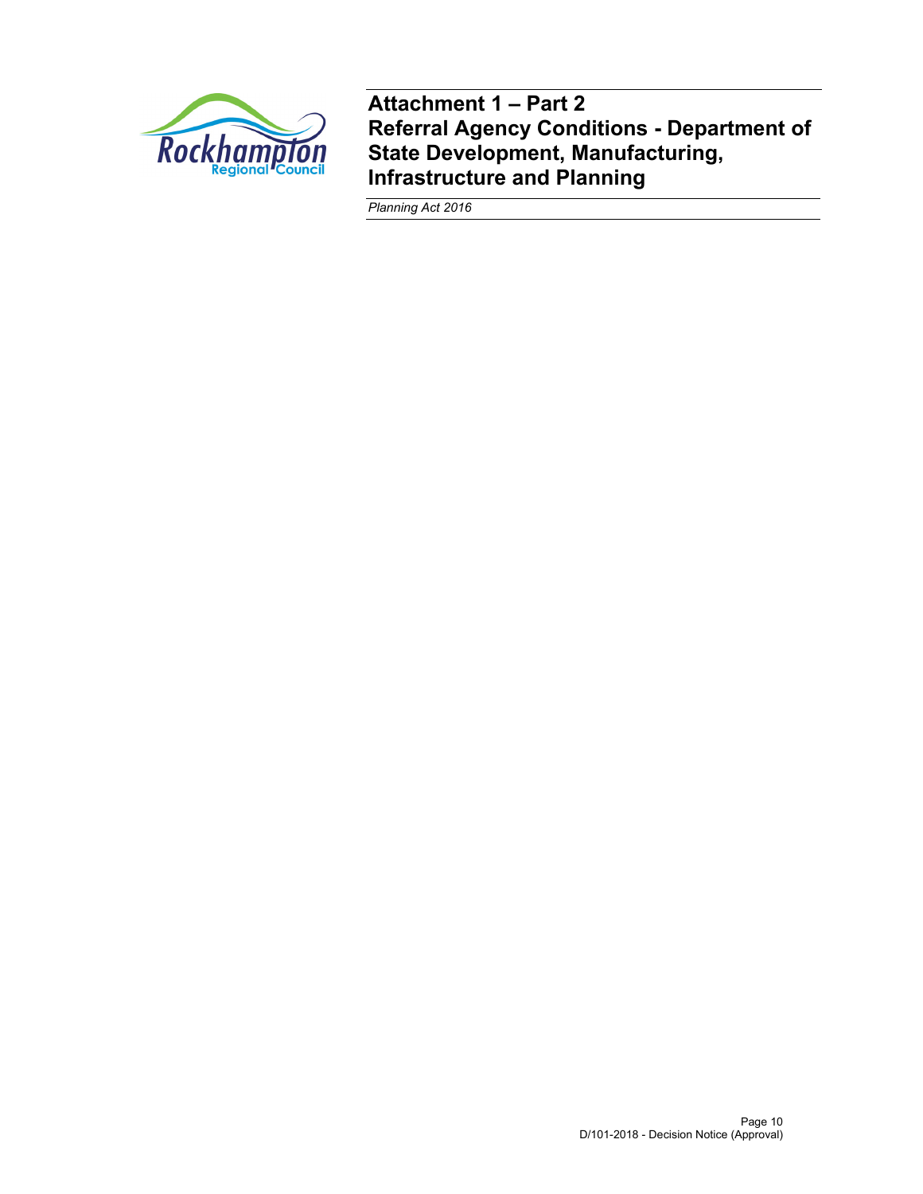# Attachment 1 – Part 2
# Referral Agency Conditions - Department of State Development, Manufacturing, Infrastructure and Planning

*Planning Act 2016*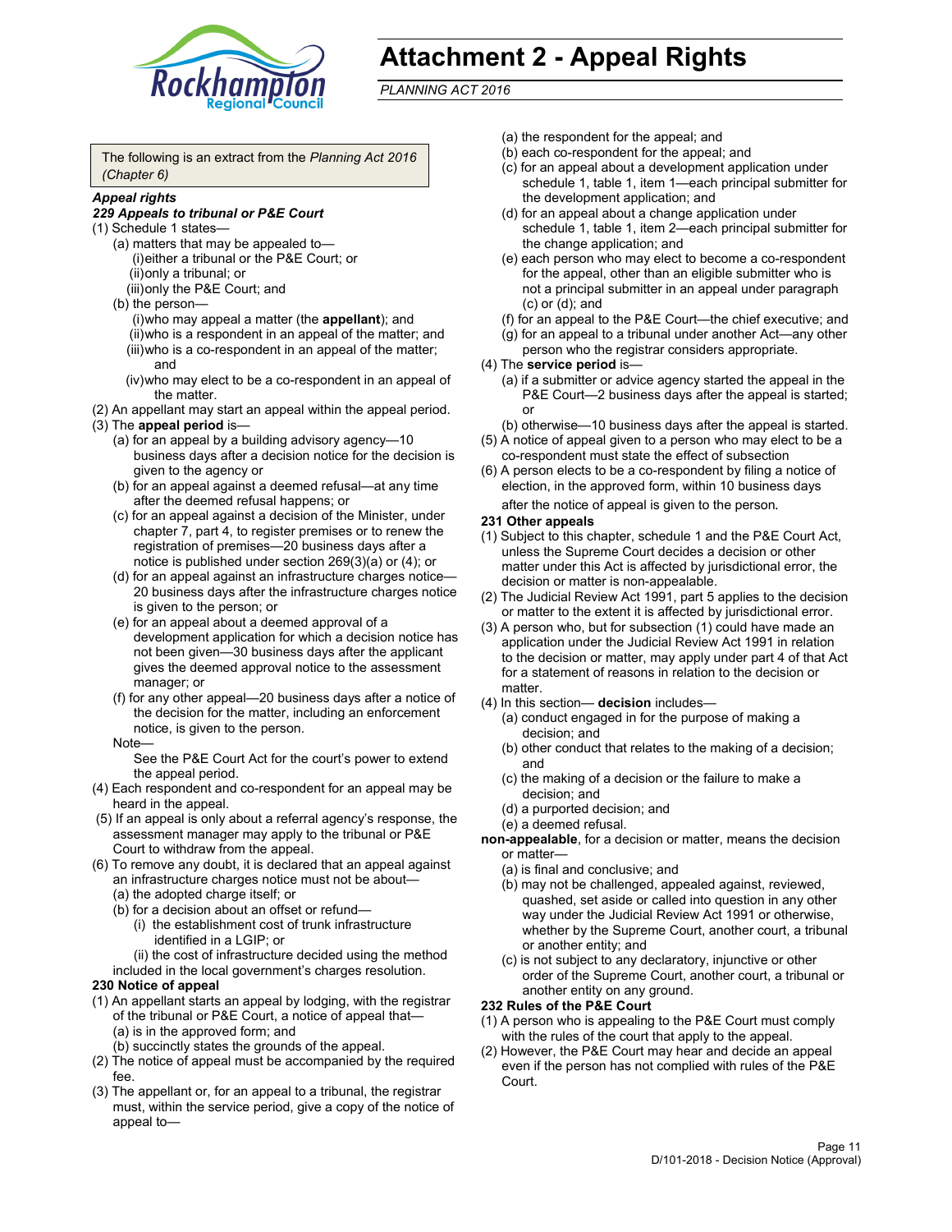# Attachment 2 - Appeal Rights

*PLANNING ACT 2016*

The following is an extract from the *Planning Act 2016 (Chapter 6)*

***Appeal rights***

***229 Appeals to tribunal or P&E Court***

(1) Schedule 1 states—

(a) matters that may be appealed to—

(i) either a tribunal or the P&E Court; or

(ii) only a tribunal; or

(iii) only the P&E Court; and

(b) the person—

(i) who may appeal a matter (the **appellant**); and

(ii) who is a respondent in an appeal of the matter; and

(iii) who is a co-respondent in an appeal of the matter; and

(iv) who may elect to be a co-respondent in an appeal of the matter.

(2) An appellant may start an appeal within the appeal period.

(3) The **appeal period** is—

(a) for an appeal by a building advisory agency—10 business days after a decision notice for the decision is given to the agency or

(b) for an appeal against a deemed refusal—at any time after the deemed refusal happens; or

(c) for an appeal against a decision of the Minister, under chapter 7, part 4, to register premises or to renew the registration of premises—20 business days after a notice is published under section 269(3)(a) or (4); or

(d) for an appeal against an infrastructure charges notice—20 business days after the infrastructure charges notice is given to the person; or

(e) for an appeal about a deemed approval of a development application for which a decision notice has not been given—30 business days after the applicant gives the deemed approval notice to the assessment manager; or

(f) for any other appeal—20 business days after a notice of the decision for the matter, including an enforcement notice, is given to the person.

Note—

See the P&E Court Act for the court's power to extend the appeal period.

(4) Each respondent and co-respondent for an appeal may be heard in the appeal.

(5) If an appeal is only about a referral agency's response, the assessment manager may apply to the tribunal or P&E Court to withdraw from the appeal.

(6) To remove any doubt, it is declared that an appeal against an infrastructure charges notice must not be about—

(a) the adopted charge itself; or

(b) for a decision about an offset or refund—

(i) the establishment cost of trunk infrastructure identified in a LGIP; or

(ii) the cost of infrastructure decided using the method included in the local government's charges resolution.

**230 Notice of appeal**

(1) An appellant starts an appeal by lodging, with the registrar of the tribunal or P&E Court, a notice of appeal that—

(a) is in the approved form; and

(b) succinctly states the grounds of the appeal.

(2) The notice of appeal must be accompanied by the required fee.

(3) The appellant or, for an appeal to a tribunal, the registrar must, within the service period, give a copy of the notice of appeal to—

(a) the respondent for the appeal; and

(b) each co-respondent for the appeal; and

(c) for an appeal about a development application under schedule 1, table 1, item 1—each principal submitter for the development application; and

(d) for an appeal about a change application under schedule 1, table 1, item 2—each principal submitter for the change application; and

(e) each person who may elect to become a co-respondent for the appeal, other than an eligible submitter who is not a principal submitter in an appeal under paragraph (c) or (d); and

(f) for an appeal to the P&E Court—the chief executive; and

(g) for an appeal to a tribunal under another Act—any other person who the registrar considers appropriate.

(4) The **service period** is—

(a) if a submitter or advice agency started the appeal in the P&E Court—2 business days after the appeal is started; or

(b) otherwise—10 business days after the appeal is started.

(5) A notice of appeal given to a person who may elect to be a co-respondent must state the effect of subsection

(6) A person elects to be a co-respondent by filing a notice of election, in the approved form, within 10 business days after the notice of appeal is given to the person.

**231 Other appeals**

(1) Subject to this chapter, schedule 1 and the P&E Court Act, unless the Supreme Court decides a decision or other matter under this Act is affected by jurisdictional error, the decision or matter is non-appealable.

(2) The Judicial Review Act 1991, part 5 applies to the decision or matter to the extent it is affected by jurisdictional error.

(3) A person who, but for subsection (1) could have made an application under the Judicial Review Act 1991 in relation to the decision or matter, may apply under part 4 of that Act for a statement of reasons in relation to the decision or matter.

(4) In this section— **decision** includes—

(a) conduct engaged in for the purpose of making a decision; and

(b) other conduct that relates to the making of a decision; and

(c) the making of a decision or the failure to make a decision; and

(d) a purported decision; and

(e) a deemed refusal.

**non-appealable**, for a decision or matter, means the decision or matter—

(a) is final and conclusive; and

(b) may not be challenged, appealed against, reviewed, quashed, set aside or called into question in any other way under the Judicial Review Act 1991 or otherwise, whether by the Supreme Court, another court, a tribunal or another entity; and

(c) is not subject to any declaratory, injunctive or other order of the Supreme Court, another court, a tribunal or another entity on any ground.

**232 Rules of the P&E Court**

(1) A person who is appealing to the P&E Court must comply with the rules of the court that apply to the appeal.

(2) However, the P&E Court may hear and decide an appeal even if the person has not complied with rules of the P&E Court.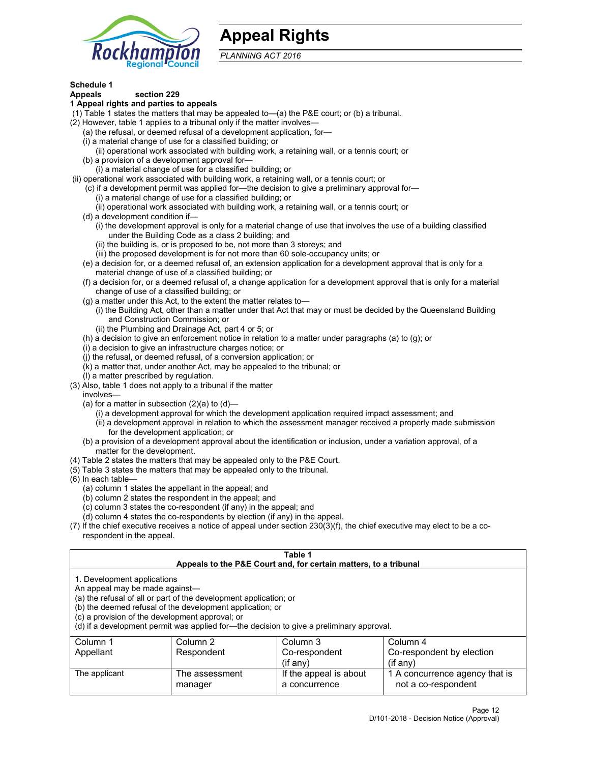# Appeal Rights

*PLANNING ACT 2016*

**Schedule 1**

**Appeals section 229**

**1 Appeal rights and parties to appeals**

(1) Table 1 states the matters that may be appealed to—(a) the P&E court; or (b) a tribunal.

(2) However, table 1 applies to a tribunal only if the matter involves—

(a) the refusal, or deemed refusal of a development application, for—

(i) a material change of use for a classified building; or

(ii) operational work associated with building work, a retaining wall, or a tennis court; or

(b) a provision of a development approval for—

(i) a material change of use for a classified building; or

(ii) operational work associated with building work, a retaining wall, or a tennis court; or

(c) if a development permit was applied for—the decision to give a preliminary approval for—

(i) a material change of use for a classified building; or

(ii) operational work associated with building work, a retaining wall, or a tennis court; or

(d) a development condition if—

(i) the development approval is only for a material change of use that involves the use of a building classified under the Building Code as a class 2 building; and

(ii) the building is, or is proposed to be, not more than 3 storeys; and

(iii) the proposed development is for not more than 60 sole-occupancy units; or

(e) a decision for, or a deemed refusal of, an extension application for a development approval that is only for a material change of use of a classified building; or

(f) a decision for, or a deemed refusal of, a change application for a development approval that is only for a material change of use of a classified building; or

(g) a matter under this Act, to the extent the matter relates to—

(i) the Building Act, other than a matter under that Act that may or must be decided by the Queensland Building and Construction Commission; or

(ii) the Plumbing and Drainage Act, part 4 or 5; or

(h) a decision to give an enforcement notice in relation to a matter under paragraphs (a) to (g); or

(i) a decision to give an infrastructure charges notice; or

(j) the refusal, or deemed refusal, of a conversion application; or

(k) a matter that, under another Act, may be appealed to the tribunal; or

(l) a matter prescribed by regulation.

(3) Also, table 1 does not apply to a tribunal if the matter involves—

(a) for a matter in subsection (2)(a) to (d)—

(i) a development approval for which the development application required impact assessment; and

(ii) a development approval in relation to which the assessment manager received a properly made submission for the development application; or

(b) a provision of a development approval about the identification or inclusion, under a variation approval, of a matter for the development.

(4) Table 2 states the matters that may be appealed only to the P&E Court.

(5) Table 3 states the matters that may be appealed only to the tribunal.

(6) In each table—

(a) column 1 states the appellant in the appeal; and

(b) column 2 states the respondent in the appeal; and

(c) column 3 states the co-respondent (if any) in the appeal; and

(d) column 4 states the co-respondents by election (if any) in the appeal.

(7) If the chief executive receives a notice of appeal under section 230(3)(f), the chief executive may elect to be a co-respondent in the appeal.

**Table 1**
**Appeals to the P&E Court and, for certain matters, to a tribunal**

1. Development applications

An appeal may be made against—

(a) the refusal of all or part of the development application; or

(b) the deemed refusal of the development application; or

(c) a provision of the development approval; or

(d) if a development permit was applied for—the decision to give a preliminary approval.

| Column 1<br>Appellant | Column 2<br>Respondent | Column 3<br>Co-respondent<br>(if any) | Column 4<br>Co-respondent by election<br>(if any) |
|---|---|---|---|
| The applicant | The assessment manager | If the appeal is about a concurrence | 1 A concurrence agency that is not a co-respondent |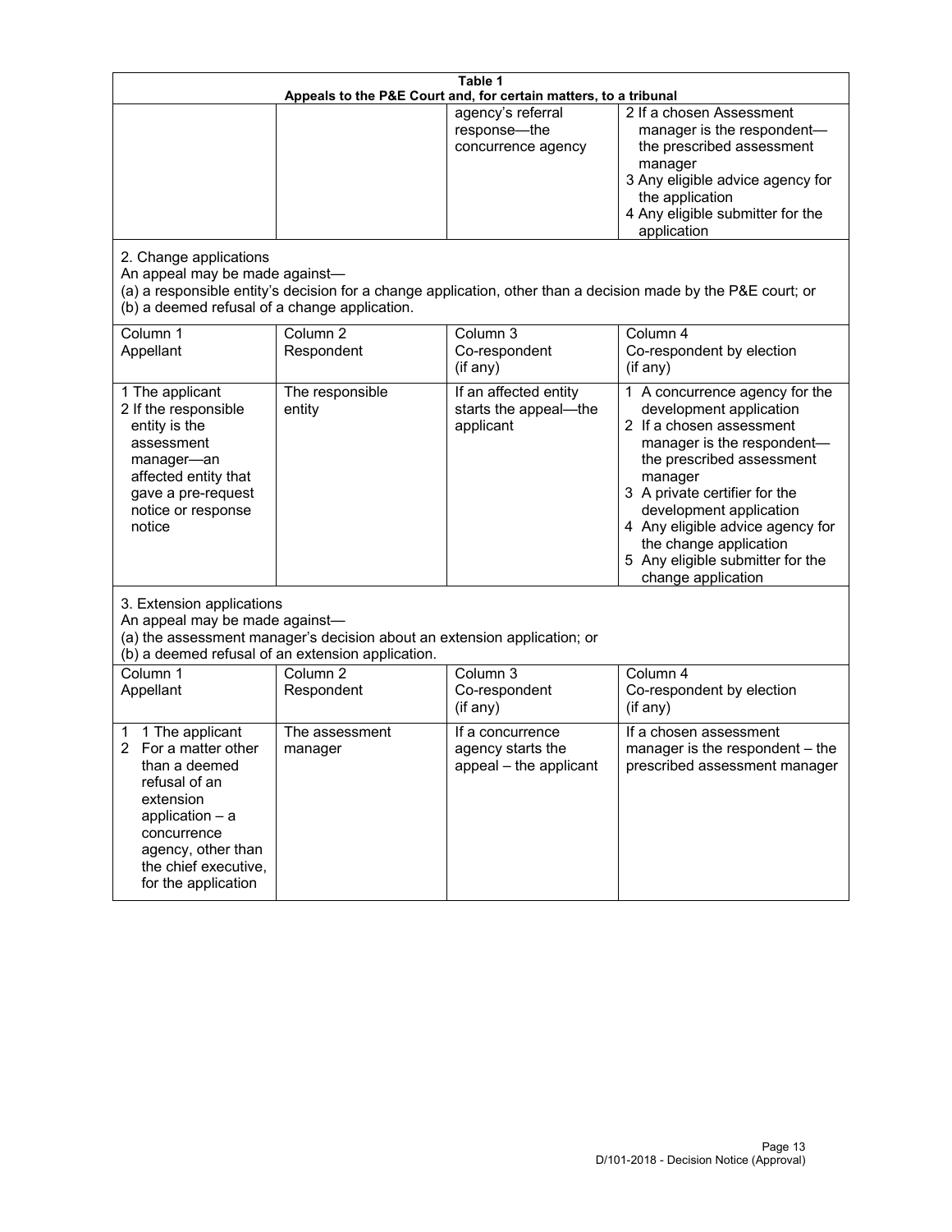| Table 1<br>Appeals to the P&E Court and, for certain matters, to a tribunal | | | |
|---|---|---|---|
| | | agency's referral response—the concurrence agency | 2 If a chosen Assessment manager is the respondent—the prescribed assessment manager<br>3 Any eligible advice agency for the application<br>4 Any eligible submitter for the application |
| 2. Change applications<br>An appeal may be made against—<br>(a) a responsible entity's decision for a change application, other than a decision made by the P&E court; or<br>(b) a deemed refusal of a change application. | | | |
| Column 1<br>Appellant | Column 2<br>Respondent | Column 3<br>Co-respondent<br>(if any) | Column 4<br>Co-respondent by election<br>(if any) |
| 1 The applicant<br>2 If the responsible entity is the assessment manager—an affected entity that gave a pre-request notice or response notice | The responsible entity | If an affected entity starts the appeal—the applicant | 1 A concurrence agency for the development application<br>2 If a chosen assessment manager is the respondent—the prescribed assessment manager<br>3 A private certifier for the development application<br>4 Any eligible advice agency for the change application<br>5 Any eligible submitter for the change application |
| 3. Extension applications<br>An appeal may be made against—<br>(a) the assessment manager's decision about an extension application; or<br>(b) a deemed refusal of an extension application. | | | |
| Column 1<br>Appellant | Column 2<br>Respondent | Column 3<br>Co-respondent<br>(if any) | Column 4<br>Co-respondent by election<br>(if any) |
| 1 1 The applicant<br>2 For a matter other than a deemed refusal of an extension application – a concurrence agency, other than the chief executive, for the application | The assessment manager | If a concurrence agency starts the appeal – the applicant | If a chosen assessment manager is the respondent – the prescribed assessment manager |

D/101-2018 - Decision Notice (Approval)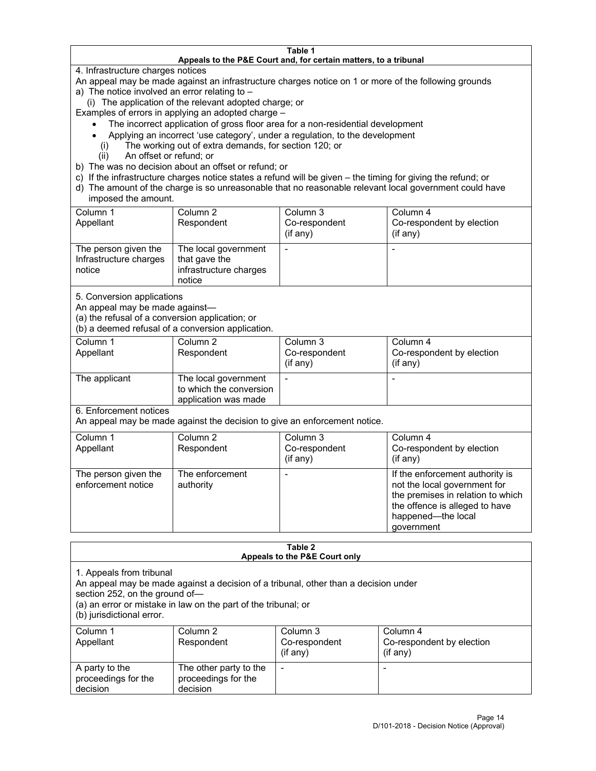**Table 1**
**Appeals to the P&E Court and, for certain matters, to a tribunal**

4. Infrastructure charges notices

An appeal may be made against an infrastructure charges notice on 1 or more of the following grounds

a) The notice involved an error relating to –
   (i) The application of the relevant adopted charge; or

Examples of errors in applying an adopted charge –

- The incorrect application of gross floor area for a non-residential development
- Applying an incorrect 'use category', under a regulation, to the development
   (i) The working out of extra demands, for section 120; or
   (ii) An offset or refund; or

b) The was no decision about an offset or refund; or
c) If the infrastructure charges notice states a refund will be given – the timing for giving the refund; or
d) The amount of the charge is so unreasonable that no reasonable relevant local government could have imposed the amount.

| Column 1 Appellant | Column 2 Respondent | Column 3 Co-respondent (if any) | Column 4 Co-respondent by election (if any) |
|---|---|---|---|
| The person given the Infrastructure charges notice | The local government that gave the infrastructure charges notice | - | - |

5. Conversion applications

An appeal may be made against—
(a) the refusal of a conversion application; or
(b) a deemed refusal of a conversion application.

| Column 1 Appellant | Column 2 Respondent | Column 3 Co-respondent (if any) | Column 4 Co-respondent by election (if any) |
|---|---|---|---|
| The applicant | The local government to which the conversion application was made | - | - |

6. Enforcement notices

An appeal may be made against the decision to give an enforcement notice.

| Column 1 Appellant | Column 2 Respondent | Column 3 Co-respondent (if any) | Column 4 Co-respondent by election (if any) |
|---|---|---|---|
| The person given the enforcement notice | The enforcement authority | - | If the enforcement authority is not the local government for the premises in relation to which the offence is alleged to have happened—the local government |

**Table 2**
**Appeals to the P&E Court only**

1. Appeals from tribunal

An appeal may be made against a decision of a tribunal, other than a decision under section 252, on the ground of—
(a) an error or mistake in law on the part of the tribunal; or
(b) jurisdictional error.

| Column 1 Appellant | Column 2 Respondent | Column 3 Co-respondent (if any) | Column 4 Co-respondent by election (if any) |
|---|---|---|---|
| A party to the proceedings for the decision | The other party to the proceedings for the decision | - | - |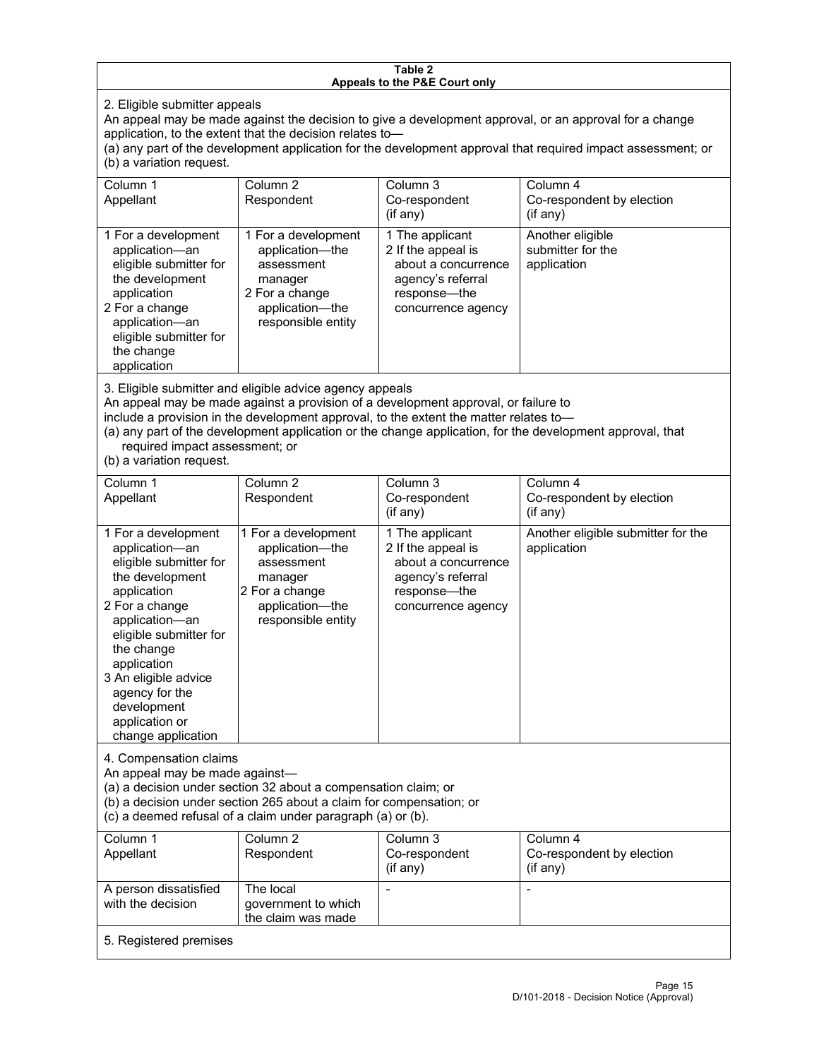**Table 2**
**Appeals to the P&E Court only**

2. Eligible submitter appeals

An appeal may be made against the decision to give a development approval, or an approval for a change application, to the extent that the decision relates to—

(a) any part of the development application for the development approval that required impact assessment; or
(b) a variation request.

| Column 1 Appellant | Column 2 Respondent | Column 3 Co-respondent (if any) | Column 4 Co-respondent by election (if any) |
|---|---|---|---|
| 1 For a development application—an eligible submitter for the development application<br>2 For a change application—an eligible submitter for the change application | 1 For a development application—the assessment manager<br>2 For a change application—the responsible entity | 1 The applicant<br>2 If the appeal is about a concurrence agency's referral response—the concurrence agency | Another eligible submitter for the application |

3. Eligible submitter and eligible advice agency appeals

An appeal may be made against a provision of a development approval, or failure to include a provision in the development approval, to the extent the matter relates to—

(a) any part of the development application or the change application, for the development approval, that required impact assessment; or
(b) a variation request.

| Column 1 Appellant | Column 2 Respondent | Column 3 Co-respondent (if any) | Column 4 Co-respondent by election (if any) |
|---|---|---|---|
| 1 For a development application—an eligible submitter for the development application<br>2 For a change application—an eligible submitter for the change application<br>3 An eligible advice agency for the development application or change application | 1 For a development application—the assessment manager<br>2 For a change application—the responsible entity | 1 The applicant<br>2 If the appeal is about a concurrence agency's referral response—the concurrence agency | Another eligible submitter for the application |

4. Compensation claims

An appeal may be made against—

(a) a decision under section 32 about a compensation claim; or
(b) a decision under section 265 about a claim for compensation; or
(c) a deemed refusal of a claim under paragraph (a) or (b).

| Column 1 Appellant | Column 2 Respondent | Column 3 Co-respondent (if any) | Column 4 Co-respondent by election (if any) |
|---|---|---|---|
| A person dissatisfied with the decision | The local government to which the claim was made | - | - |

5. Registered premises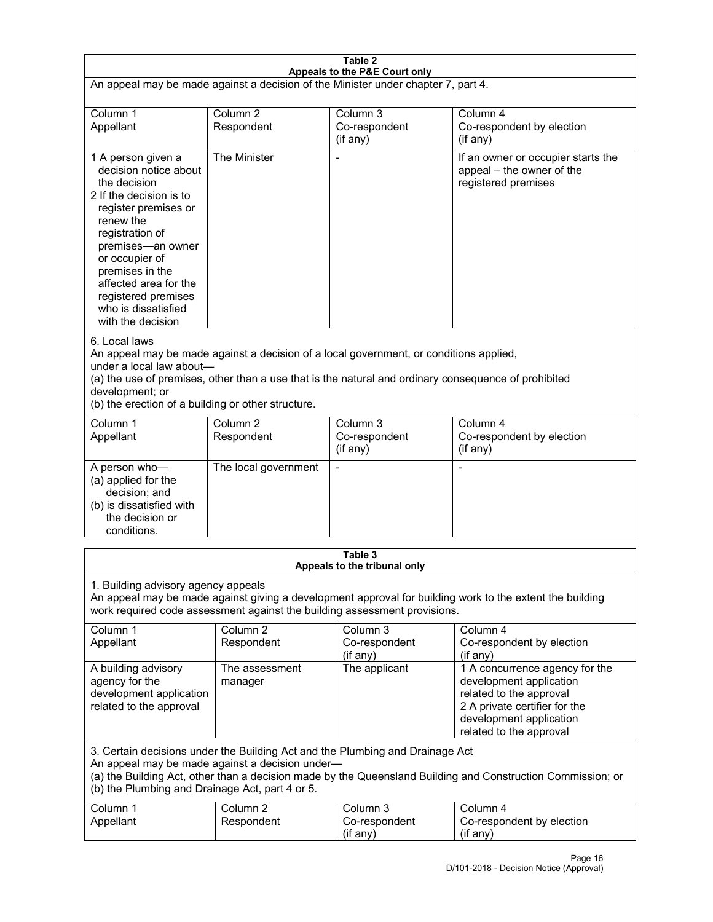**Table 2**
**Appeals to the P&E Court only**

An appeal may be made against a decision of the Minister under chapter 7, part 4.

| Column 1<br>Appellant | Column 2<br>Respondent | Column 3<br>Co-respondent<br>(if any) | Column 4<br>Co-respondent by election<br>(if any) |
|---|---|---|---|
| 1 A person given a decision notice about the decision<br>2 If the decision is to register premises or renew the registration of premises—an owner or occupier of premises in the affected area for the registered premises who is dissatisfied with the decision | The Minister | - | If an owner or occupier starts the appeal – the owner of the registered premises |

6. Local laws

An appeal may be made against a decision of a local government, or conditions applied, under a local law about—

(a) the use of premises, other than a use that is the natural and ordinary consequence of prohibited development; or

(b) the erection of a building or other structure.

| Column 1<br>Appellant | Column 2<br>Respondent | Column 3<br>Co-respondent<br>(if any) | Column 4<br>Co-respondent by election<br>(if any) |
|---|---|---|---|
| A person who—<br>(a) applied for the decision; and<br>(b) is dissatisfied with the decision or conditions. | The local government | - | - |

**Table 3**
**Appeals to the tribunal only**

1. Building advisory agency appeals

An appeal may be made against giving a development approval for building work to the extent the building work required code assessment against the building assessment provisions.

| Column 1<br>Appellant | Column 2<br>Respondent | Column 3<br>Co-respondent<br>(if any) | Column 4<br>Co-respondent by election<br>(if any) |
|---|---|---|---|
| A building advisory agency for the development application related to the approval | The assessment manager | The applicant | 1 A concurrence agency for the development application related to the approval<br>2 A private certifier for the development application related to the approval |

3. Certain decisions under the Building Act and the Plumbing and Drainage Act

An appeal may be made against a decision under—

(a) the Building Act, other than a decision made by the Queensland Building and Construction Commission; or

(b) the Plumbing and Drainage Act, part 4 or 5.

| Column 1<br>Appellant | Column 2<br>Respondent | Column 3<br>Co-respondent<br>(if any) | Column 4<br>Co-respondent by election<br>(if any) |
|---|---|---|---|

D/101-2018 - Decision Notice (Approval)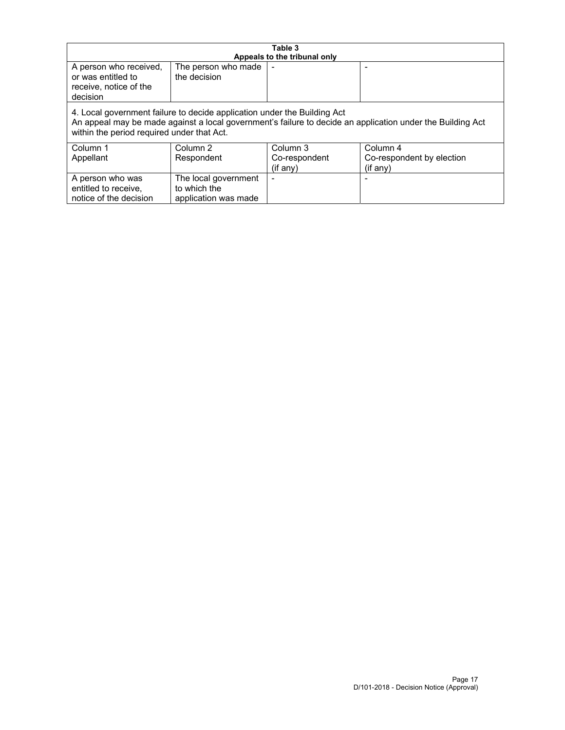| Table 3 Appeals to the tribunal only | | | |
|---|---|---|---|
| A person who received, or was entitled to receive, notice of the decision | The person who made the decision | - | - |

4. Local government failure to decide application under the Building Act
An appeal may be made against a local government's failure to decide an application under the Building Act within the period required under that Act.

| Column 1 Appellant | Column 2 Respondent | Column 3 Co-respondent (if any) | Column 4 Co-respondent by election (if any) |
|---|---|---|---|
| A person who was entitled to receive, notice of the decision | The local government to which the application was made | - | - |

D/101-2018 - Decision Notice (Approval)